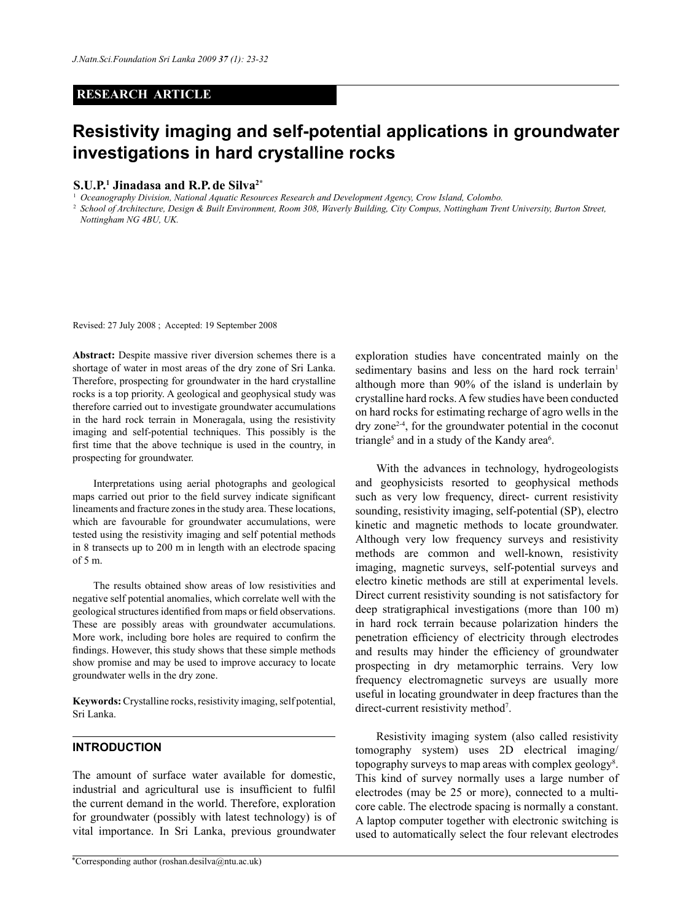# RESEARCH ARTICLE

# Resistivity imaging and self-potential applications in groundwater investigations in hard crystalline rocks

**S.U.P.[1] Jinadasa and R.P. de Silva[2*]**

[1] Oceanography Division, National Aquatic Resources Research and Development Agency, Crow Island, Colombo.

[2] School of Architecture, Design & Built Environment, Room 308, Waverly Building, City Compus, Nottingham Trent University, Burton Street, Nottingham NG 4BU, UK.

Revised: 27 July 2008 ; Accepted: 19 September 2008

**Abstract:** Despite massive river diversion schemes there is a shortage of water in most areas of the dry zone of Sri Lanka. Therefore, prospecting for groundwater in the hard crystalline rocks is a top priority. A geological and geophysical study was therefore carried out to investigate groundwater accumulations in the hard rock terrain in Moneragala, using the resistivity imaging and self-potential techniques. This possibly is the first time that the above technique is used in the country, in prospecting for groundwater.

Interpretations using aerial photographs and geological maps carried out prior to the field survey indicate significant lineaments and fracture zones in the study area. These locations, which are favourable for groundwater accumulations, were tested using the resistivity imaging and self potential methods in 8 transects up to 200 m in length with an electrode spacing of 5 m.

The results obtained show areas of low resistivities and negative self potential anomalies, which correlate well with the geological structures identified from maps or field observations. These are possibly areas with groundwater accumulations. More work, including bore holes are required to confirm the findings. However, this study shows that these simple methods show promise and may be used to improve accuracy to locate groundwater wells in the dry zone.

**Keywords:** Crystalline rocks, resistivity imaging, self potential, Sri Lanka.

## INTRODUCTION

The amount of surface water available for domestic, industrial and agricultural use is insufficient to fulfil the current demand in the world. Therefore, exploration for groundwater (possibly with latest technology) is of vital importance. In Sri Lanka, previous groundwater exploration studies have concentrated mainly on the sedimentary basins and less on the hard rock terrain[1] although more than 90% of the island is underlain by crystalline hard rocks. A few studies have been conducted on hard rocks for estimating recharge of agro wells in the dry zone[2-4], for the groundwater potential in the coconut triangle[5] and in a study of the Kandy area[6].

With the advances in technology, hydrogeologists and geophysicists resorted to geophysical methods such as very low frequency, direct- current resistivity sounding, resistivity imaging, self-potential (SP), electro kinetic and magnetic methods to locate groundwater. Although very low frequency surveys and resistivity methods are common and well-known, resistivity imaging, magnetic surveys, self-potential surveys and electro kinetic methods are still at experimental levels. Direct current resistivity sounding is not satisfactory for deep stratigraphical investigations (more than 100 m) in hard rock terrain because polarization hinders the penetration efficiency of electricity through electrodes and results may hinder the efficiency of groundwater prospecting in dry metamorphic terrains. Very low frequency electromagnetic surveys are usually more useful in locating groundwater in deep fractures than the direct-current resistivity method[7].

Resistivity imaging system (also called resistivity tomography system) uses 2D electrical imaging/ topography surveys to map areas with complex geology[8]. This kind of survey normally uses a large number of electrodes (may be 25 or more), connected to a multi-core cable. The electrode spacing is normally a constant. A laptop computer together with electronic switching is used to automatically select the four relevant electrodes

*Corresponding author (roshan.desilva@ntu.ac.uk)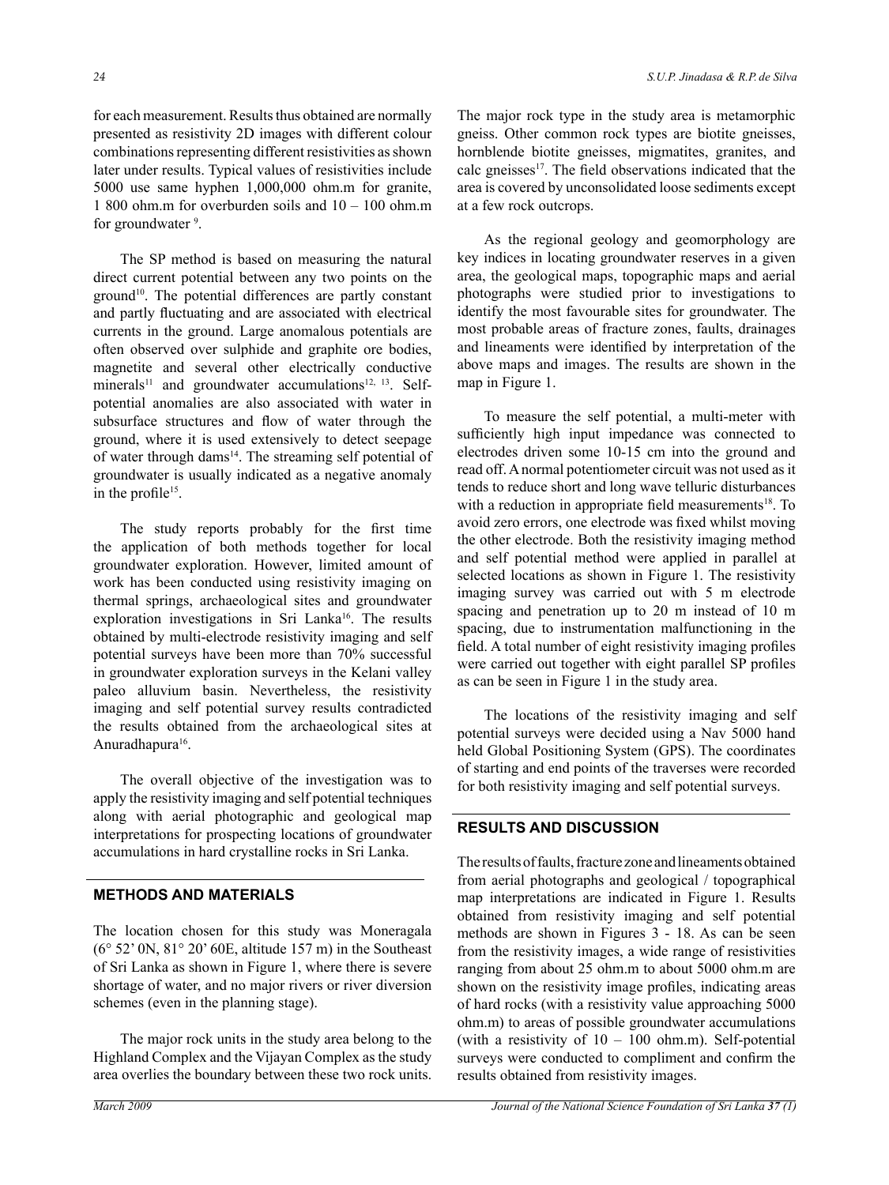for each measurement. Results thus obtained are normally presented as resistivity 2D images with different colour combinations representing different resistivities as shown later under results. Typical values of resistivities include 5000 use same hyphen 1,000,000 ohm.m for granite, 1 800 ohm.m for overburden soils and 10 – 100 ohm.m for groundwater [9].

The SP method is based on measuring the natural direct current potential between any two points on the ground[10]. The potential differences are partly constant and partly fluctuating and are associated with electrical currents in the ground. Large anomalous potentials are often observed over sulphide and graphite ore bodies, magnetite and several other electrically conductive minerals[11] and groundwater accumulations[12, 13]. Self-potential anomalies are also associated with water in subsurface structures and flow of water through the ground, where it is used extensively to detect seepage of water through dams[14]. The streaming self potential of groundwater is usually indicated as a negative anomaly in the profile[15].

The study reports probably for the first time the application of both methods together for local groundwater exploration. However, limited amount of work has been conducted using resistivity imaging on thermal springs, archaeological sites and groundwater exploration investigations in Sri Lanka[16]. The results obtained by multi-electrode resistivity imaging and self potential surveys have been more than 70% successful in groundwater exploration surveys in the Kelani valley paleo alluvium basin. Nevertheless, the resistivity imaging and self potential survey results contradicted the results obtained from the archaeological sites at Anuradhapura[16].

The overall objective of the investigation was to apply the resistivity imaging and self potential techniques along with aerial photographic and geological map interpretations for prospecting locations of groundwater accumulations in hard crystalline rocks in Sri Lanka.

## METHODS AND MATERIALS

The location chosen for this study was Moneragala (6° 52' 0N, 81° 20' 60E, altitude 157 m) in the Southeast of Sri Lanka as shown in Figure 1, where there is severe shortage of water, and no major rivers or river diversion schemes (even in the planning stage).

The major rock units in the study area belong to the Highland Complex and the Vijayan Complex as the study area overlies the boundary between these two rock units. The major rock type in the study area is metamorphic gneiss. Other common rock types are biotite gneisses, hornblende biotite gneisses, migmatites, granites, and calc gneisses[17]. The field observations indicated that the area is covered by unconsolidated loose sediments except at a few rock outcrops.

As the regional geology and geomorphology are key indices in locating groundwater reserves in a given area, the geological maps, topographic maps and aerial photographs were studied prior to investigations to identify the most favourable sites for groundwater. The most probable areas of fracture zones, faults, drainages and lineaments were identified by interpretation of the above maps and images. The results are shown in the map in Figure 1.

To measure the self potential, a multi-meter with sufficiently high input impedance was connected to electrodes driven some 10-15 cm into the ground and read off. A normal potentiometer circuit was not used as it tends to reduce short and long wave telluric disturbances with a reduction in appropriate field measurements[18]. To avoid zero errors, one electrode was fixed whilst moving the other electrode. Both the resistivity imaging method and self potential method were applied in parallel at selected locations as shown in Figure 1. The resistivity imaging survey was carried out with 5 m electrode spacing and penetration up to 20 m instead of 10 m spacing, due to instrumentation malfunctioning in the field. A total number of eight resistivity imaging profiles were carried out together with eight parallel SP profiles as can be seen in Figure 1 in the study area.

The locations of the resistivity imaging and self potential surveys were decided using a Nav 5000 hand held Global Positioning System (GPS). The coordinates of starting and end points of the traverses were recorded for both resistivity imaging and self potential surveys.

## RESULTS AND DISCUSSION

The results of faults, fracture zone and lineaments obtained from aerial photographs and geological / topographical map interpretations are indicated in Figure 1. Results obtained from resistivity imaging and self potential methods are shown in Figures 3 - 18. As can be seen from the resistivity images, a wide range of resistivities ranging from about 25 ohm.m to about 5000 ohm.m are shown on the resistivity image profiles, indicating areas of hard rocks (with a resistivity value approaching 5000 ohm.m) to areas of possible groundwater accumulations (with a resistivity of 10 – 100 ohm.m). Self-potential surveys were conducted to compliment and confirm the results obtained from resistivity images.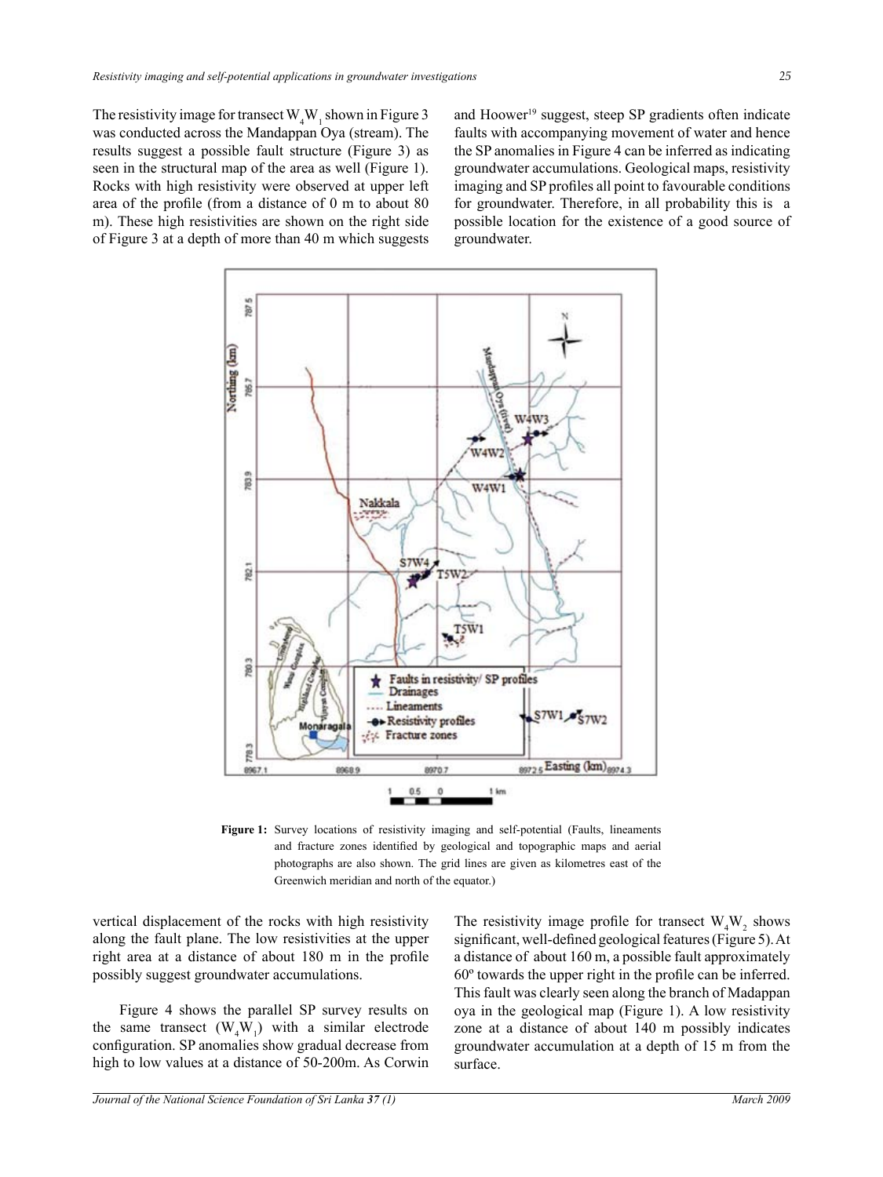The resistivity image for transect $W_4W_1$ shown in Figure 3 was conducted across the Mandappan Oya (stream). The results suggest a possible fault structure (Figure 3) as seen in the structural map of the area as well (Figure 1). Rocks with high resistivity were observed at upper left area of the profile (from a distance of 0 m to about 80 m). These high resistivities are shown on the right side of Figure 3 at a depth of more than 40 m which suggests vertical displacement of the rocks with high resistivity along the fault plane. The low resistivities at the upper right area at a distance of about 180 m in the profile possibly suggest groundwater accumulations.

Figure 4 shows the parallel SP survey results on the same transect ($W_4W_1$) with a similar electrode configuration. SP anomalies show gradual decrease from high to low values at a distance of 50-200m. As Corwin and Hoower[19] suggest, steep SP gradients often indicate faults with accompanying movement of water and hence the SP anomalies in Figure 4 can be inferred as indicating groundwater accumulations. Geological maps, resistivity imaging and SP profiles all point to favourable conditions for groundwater. Therefore, in all probability this is a possible location for the existence of a good source of groundwater.

**Figure 1:** Survey locations of resistivity imaging and self-potential (Faults, lineaments and fracture zones identified by geological and topographic maps and aerial photographs are also shown. The grid lines are given as kilometres east of the Greenwich meridian and north of the equator.)

The resistivity image profile for transect $W_4W_2$ shows significant, well-defined geological features (Figure 5). At a distance of about 160 m, a possible fault approximately 60º towards the upper right in the profile can be inferred. This fault was clearly seen along the branch of Madappan oya in the geological map (Figure 1). A low resistivity zone at a distance of about 140 m possibly indicates groundwater accumulation at a depth of 15 m from the surface.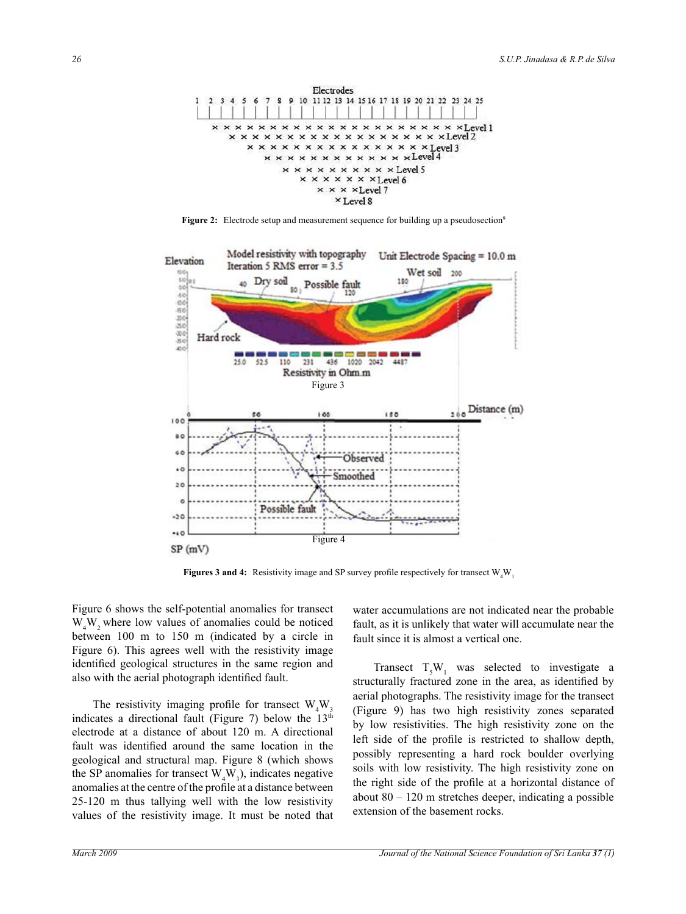**Figure 2:** Electrode setup and measurement sequence for building up a pseudosection[9]

Figure 3

Figure 4

**Figures 3 and 4:** Resistivity image and SP survey profile respectively for transect $W_4W_1$

Figure 6 shows the self-potential anomalies for transect $W_4W_2$ where low values of anomalies could be noticed between 100 m to 150 m (indicated by a circle in Figure 6). This agrees well with the resistivity image identified geological structures in the same region and also with the aerial photograph identified fault.

The resistivity imaging profile for transect $W_4W_3$ indicates a directional fault (Figure 7) below the 13[th] electrode at a distance of about 120 m. A directional fault was identified around the same location in the geological and structural map. Figure 8 (which shows the SP anomalies for transect $W_4W_3$), indicates negative anomalies at the centre of the profile at a distance between 25-120 m thus tallying well with the low resistivity values of the resistivity image. It must be noted that water accumulations are not indicated near the probable fault, as it is unlikely that water will accumulate near the fault since it is almost a vertical one.

Transect $T_5W_1$ was selected to investigate a structurally fractured zone in the area, as identified by aerial photographs. The resistivity image for the transect (Figure 9) has two high resistivity zones separated by low resistivities. The high resistivity zone on the left side of the profile is restricted to shallow depth, possibly representing a hard rock boulder overlying soils with low resistivity. The high resistivity zone on the right side of the profile at a horizontal distance of about 80 – 120 m stretches deeper, indicating a possible extension of the basement rocks.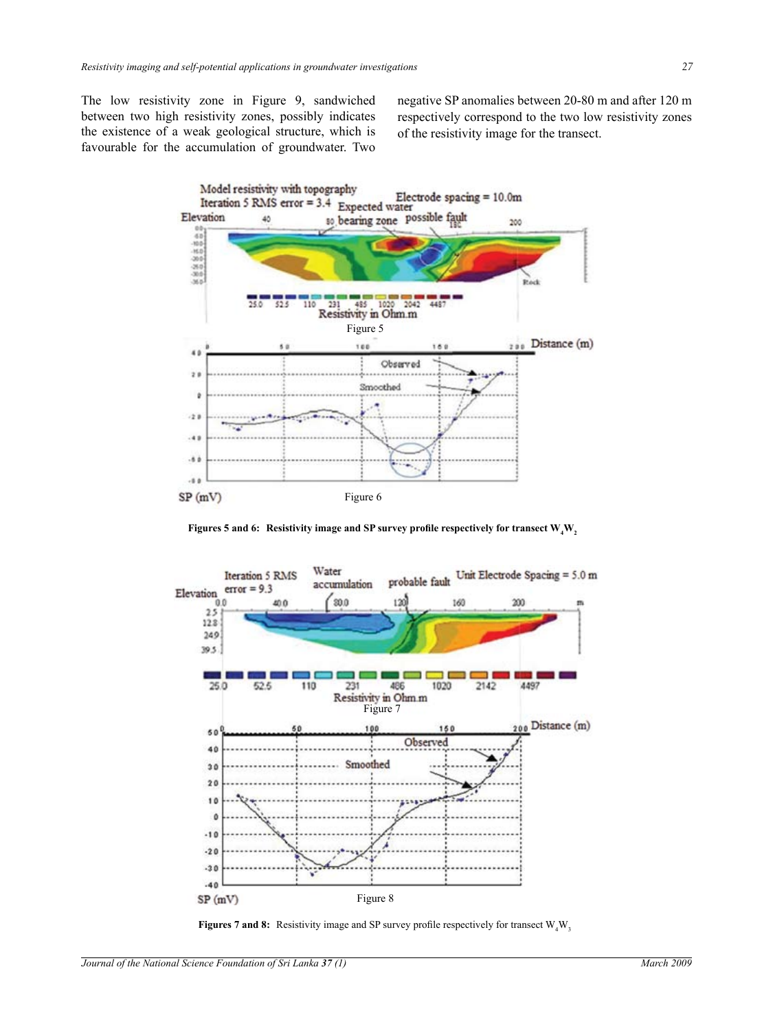The low resistivity zone in Figure 9, sandwiched between two high resistivity zones, possibly indicates the existence of a weak geological structure, which is favourable for the accumulation of groundwater. Two negative SP anomalies between 20-80 m and after 120 m respectively correspond to the two low resistivity zones of the resistivity image for the transect.

Figure 5

Figure 6

**Figures 5 and 6: Resistivity image and SP survey profile respectively for transect $W_4W_2$**

Figure 7

Figure 8

**Figures 7 and 8:** Resistivity image and SP survey profile respectively for transect $W_4W_3$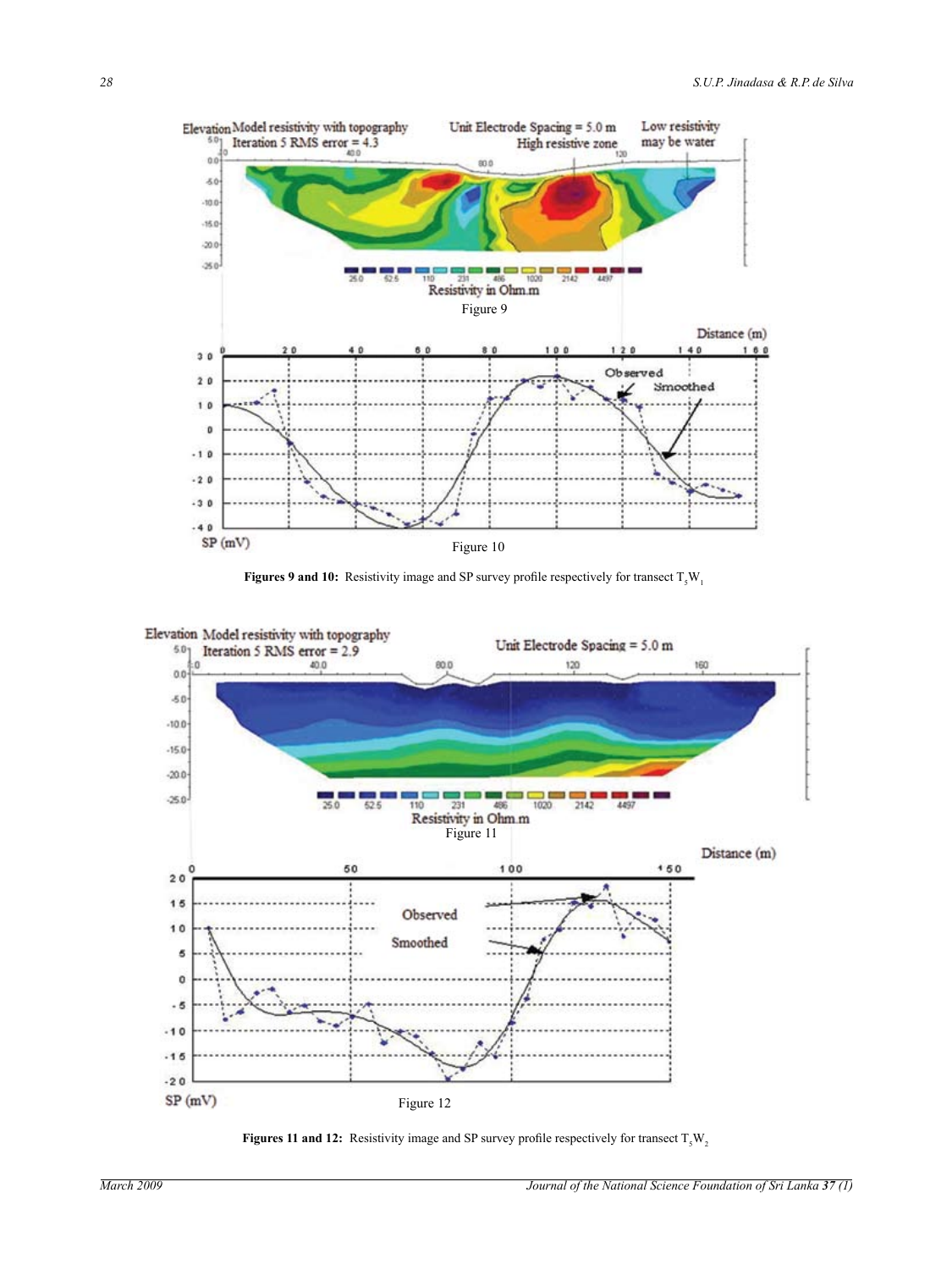Elevation Model resistivity with topography

Iteration 5 RMS error = 4.3

Unit Electrode Spacing = 5.0 m

High resistive zone

Low resistivity may be water

Resistivity in Ohm.m

Figure 9

Distance (m)

SP (mV)

Observed

Smoothed

Figure 10

**Figures 9 and 10:** Resistivity image and SP survey profile respectively for transect $T_5W_1$

Elevation Model resistivity with topography

Iteration 5 RMS error = 2.9

Unit Electrode Spacing = 5.0 m

Resistivity in Ohm.m

Figure 11

Distance (m)

Observed

Smoothed

SP (mV)

Figure 12

**Figures 11 and 12:** Resistivity image and SP survey profile respectively for transect $T_5W_2$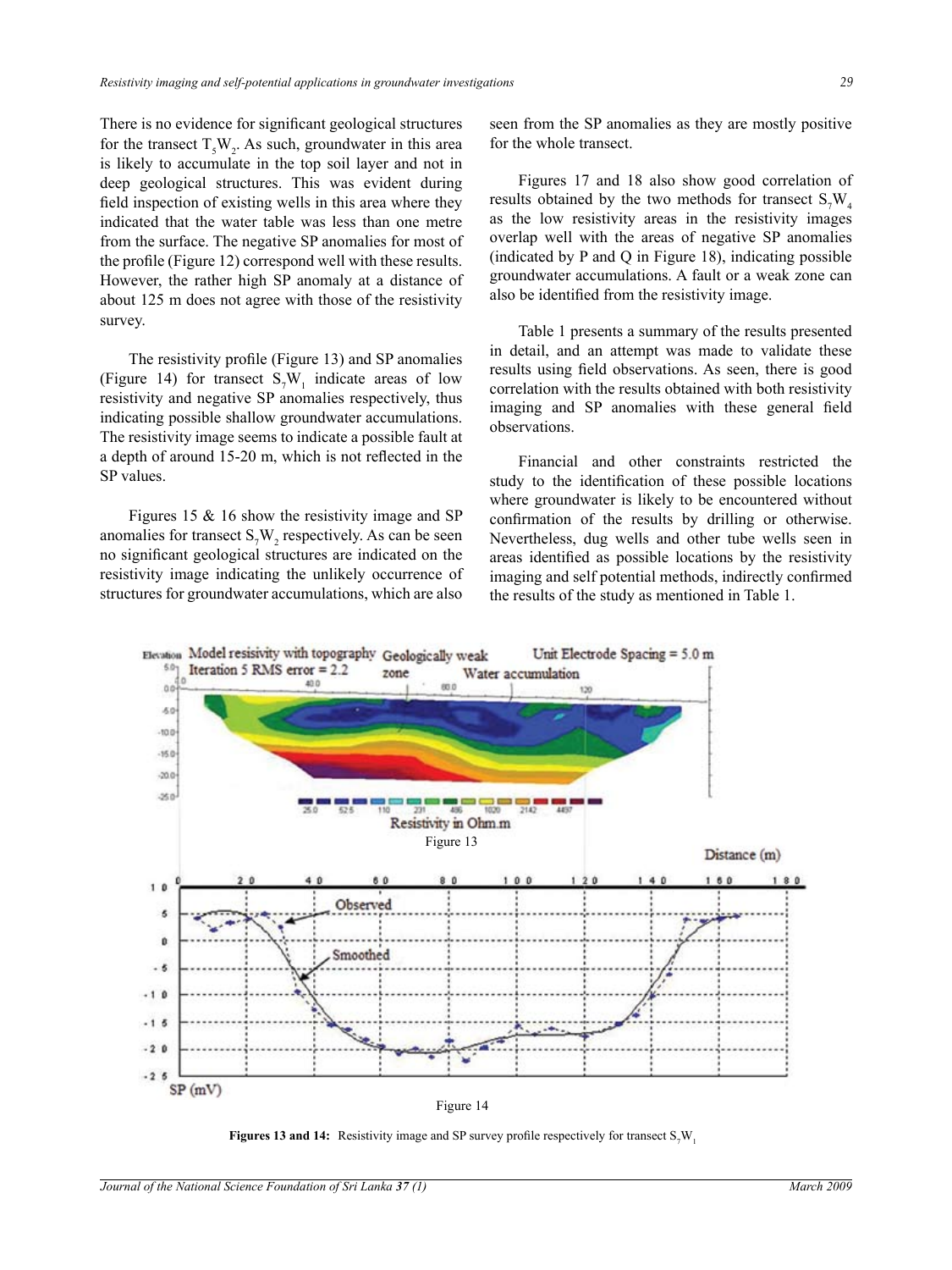There is no evidence for significant geological structures for the transect $T_5W_2$. As such, groundwater in this area is likely to accumulate in the top soil layer and not in deep geological structures. This was evident during field inspection of existing wells in this area where they indicated that the water table was less than one metre from the surface. The negative SP anomalies for most of the profile (Figure 12) correspond well with these results. However, the rather high SP anomaly at a distance of about 125 m does not agree with those of the resistivity survey.

The resistivity profile (Figure 13) and SP anomalies (Figure 14) for transect $S_7W_1$ indicate areas of low resistivity and negative SP anomalies respectively, thus indicating possible shallow groundwater accumulations. The resistivity image seems to indicate a possible fault at a depth of around 15-20 m, which is not reflected in the SP values.

Figures 15 & 16 show the resistivity image and SP anomalies for transect $S_7W_2$ respectively. As can be seen no significant geological structures are indicated on the resistivity image indicating the unlikely occurrence of structures for groundwater accumulations, which are also seen from the SP anomalies as they are mostly positive for the whole transect.

Figures 17 and 18 also show good correlation of results obtained by the two methods for transect $S_7W_4$ as the low resistivity areas in the resistivity images overlap well with the areas of negative SP anomalies (indicated by P and Q in Figure 18), indicating possible groundwater accumulations. A fault or a weak zone can also be identified from the resistivity image.

Table 1 presents a summary of the results presented in detail, and an attempt was made to validate these results using field observations. As seen, there is good correlation with the results obtained with both resistivity imaging and SP anomalies with these general field observations.

Financial and other constraints restricted the study to the identification of these possible locations where groundwater is likely to be encountered without confirmation of the results by drilling or otherwise. Nevertheless, dug wells and other tube wells seen in areas identified as possible locations by the resistivity imaging and self potential methods, indirectly confirmed the results of the study as mentioned in Table 1.

Figure 13

Figure 14

**Figures 13 and 14:** Resistivity image and SP survey profile respectively for transect $S_7W_1$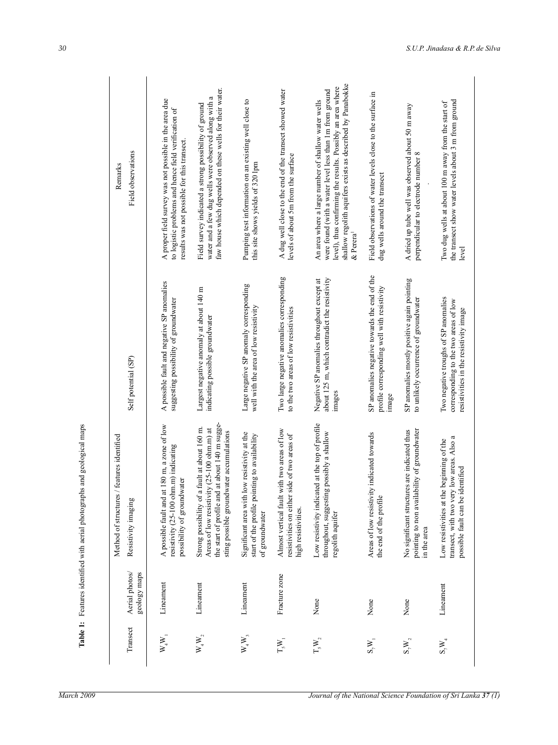**Table 1:** Features identified with aerial photographs and geological maps

| Transect | Aerial photos/ geology maps | Method of structures / features identified | | Remarks |
|---|---|---|---|---|
| | | Resistivity imaging | Self potential (SP) | Field observations |
| $W_4W_1$ | Lineament | A possible fault and at 180 m, a zone of low resistivity (25-100 ohm.m) indicating possibility of groundwater | A possible fault and negative SP anomalies suggesting possibility of groundwater | A proper field survey was not possible in the area due to logistic problems and hence field verification of results was not possible for this transect. |
| $W_4W_2$ | Lineament | Strong possibility of a fault at about 160 m. Areas of low resistivity (25-100 ohm.m) at the start of profile and at about 140 m suggesting possible groundwater accumulations | Largest negative anomaly at about 140 m indicating possible groundwater | Field survey indicated a strong possibility of ground water and a few dug wells were observed along with a faw house which depended on these wells for their water. |
| $W_4W_3$ | Lineament | Significant area with low resistivity at the start of the profile pointing to availability of groundwater | Large negative SP anomaly corresponding well with the area of low resistivity | Pumping test information on an existing well close to this site shows yields of 320 lpm |
| $T_5W_1$ | Fracture zone | Almost vertical fault with two areas of low resistivities on either side of two areas of high resistivities. | Two large negative anomalies corresponding to the two areas of low resistivities | A dug well close to the end of the transect showed water levels of about 5m from the surface |
| $T_5W_2$ | None | Low resistivity indicated at the top of profile throughout, suggesting possibly a shallow regolith aquifer | Negative SP anomalies throughout except at about 125 m, which contradict the resistivity images | An area where a large number of shallow water wells were found (with a water level less than 1m from ground level), thus confirming the results. Possibly an area where shallow regolith aquifers exists as described by Panabokke & Perera[1] |
| $S_7W_1$ | None | Areas of low resistivity indicated towards the end of the profile | SP anomalies negative towards the end of the profile corresponding well with resistivity image | Field observations of water levels close to the surface in dug wells around the transect |
| $S_7W_2$ | None | No significant structures are indicated thus pointing to non availability of groundwater in the area | SP anomalies mostly positive again pointing to unlikely occurrence of groundwater | A dried up tube well was observed about 50 m away perpendicular to electrode number 8 |
| $S_7W_4$ | Lineament | Low resistivities at the beginning of the transect, with two very low areas, Also a possible fault can be identified | Two negative troughs of SP anomalies corresponding to the two areas of low resistivities in the resistivity image | Two dug wells at about 100 m away from the start of the transect show water levels about 3 m from ground level |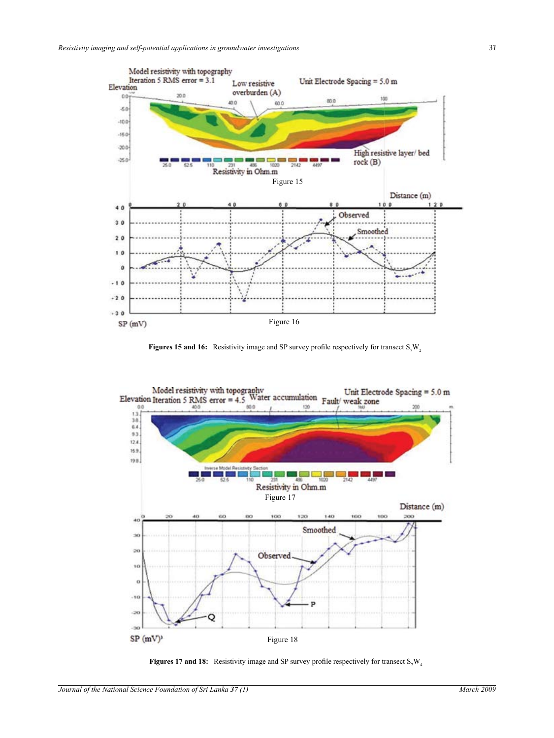**Figures 15 and 16:** Resistivity image and SP survey profile respectively for transect $S_7W_2$

**Figures 17 and 18:** Resistivity image and SP survey profile respectively for transect $S_7W_4$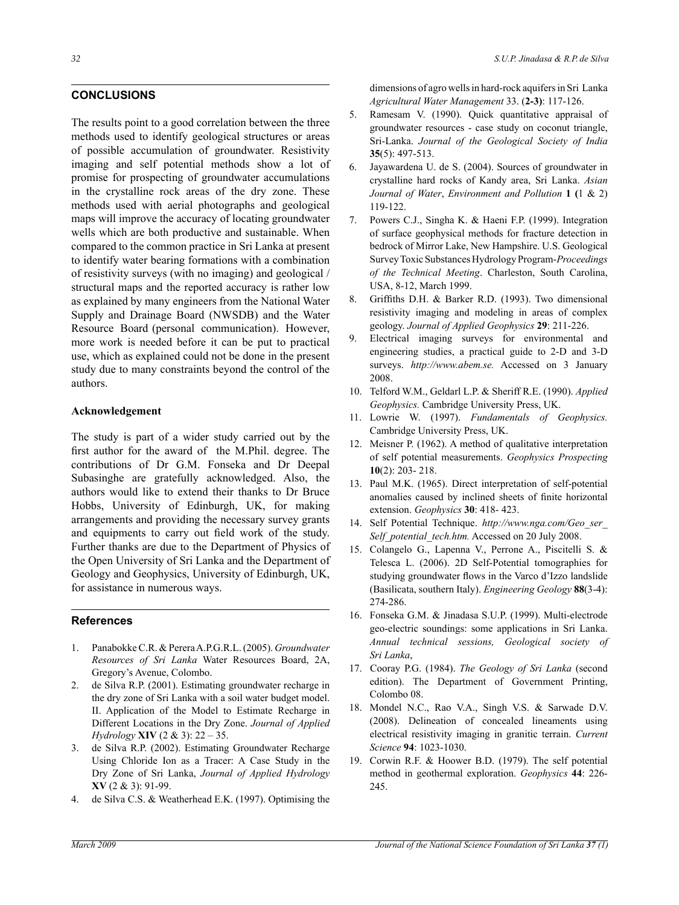## CONCLUSIONS

The results point to a good correlation between the three methods used to identify geological structures or areas of possible accumulation of groundwater. Resistivity imaging and self potential methods show a lot of promise for prospecting of groundwater accumulations in the crystalline rock areas of the dry zone. These methods used with aerial photographs and geological maps will improve the accuracy of locating groundwater wells which are both productive and sustainable. When compared to the common practice in Sri Lanka at present to identify water bearing formations with a combination of resistivity surveys (with no imaging) and geological / structural maps and the reported accuracy is rather low as explained by many engineers from the National Water Supply and Drainage Board (NWSDB) and the Water Resource Board (personal communication). However, more work is needed before it can be put to practical use, which as explained could not be done in the present study due to many constraints beyond the control of the authors.

### Acknowledgement

The study is part of a wider study carried out by the first author for the award of the M.Phil. degree. The contributions of Dr G.M. Fonseka and Dr Deepal Subasinghe are gratefully acknowledged. Also, the authors would like to extend their thanks to Dr Bruce Hobbs, University of Edinburgh, UK, for making arrangements and providing the necessary survey grants and equipments to carry out field work of the study. Further thanks are due to the Department of Physics of the Open University of Sri Lanka and the Department of Geology and Geophysics, University of Edinburgh, UK, for assistance in numerous ways.

## References

1. Panabokke C.R. & Perera A.P.G.R.L. (2005). *Groundwater Resources of Sri Lanka* Water Resources Board, 2A, Gregory's Avenue, Colombo.
2. de Silva R.P. (2001). Estimating groundwater recharge in the dry zone of Sri Lanka with a soil water budget model. II. Application of the Model to Estimate Recharge in Different Locations in the Dry Zone. *Journal of Applied Hydrology* **XIV** (2 & 3): 22 – 35.
3. de Silva R.P. (2002). Estimating Groundwater Recharge Using Chloride Ion as a Tracer: A Case Study in the Dry Zone of Sri Lanka, *Journal of Applied Hydrology* **XV** (2 & 3): 91-99.
4. de Silva C.S. & Weatherhead E.K. (1997). Optimising the dimensions of agro wells in hard-rock aquifers in Sri Lanka *Agricultural Water Management* 33. (**2-3)**: 117-126.
5. Ramesam V. (1990). Quick quantitative appraisal of groundwater resources - case study on coconut triangle, Sri-Lanka. *Journal of the Geological Society of India* **35**(5): 497-513.
6. Jayawardena U. de S. (2004). Sources of groundwater in crystalline hard rocks of Kandy area, Sri Lanka. *Asian Journal of Water*, *Environment and Pollution* **1 (**1 & 2) 119-122.
7. Powers C.J., Singha K. & Haeni F.P. (1999). Integration of surface geophysical methods for fracture detection in bedrock of Mirror Lake, New Hampshire. U.S. Geological Survey Toxic Substances Hydrology Program-*Proceedings of the Technical Meeting*. Charleston, South Carolina, USA, 8-12, March 1999.
8. Griffiths D.H. & Barker R.D. (1993). Two dimensional resistivity imaging and modeling in areas of complex geology. *Journal of Applied Geophysics* **29**: 211-226.
9. Electrical imaging surveys for environmental and engineering studies, a practical guide to 2-D and 3-D surveys. *http://www.abem.se.* Accessed on 3 January 2008.
10. Telford W.M., Geldarl L.P. & Sheriff R.E. (1990). *Applied Geophysics.* Cambridge University Press, UK.
11. Lowrie W. (1997). *Fundamentals of Geophysics.* Cambridge University Press, UK.
12. Meisner P. (1962). A method of qualitative interpretation of self potential measurements. *Geophysics Prospecting* **10**(2): 203- 218.
13. Paul M.K. (1965). Direct interpretation of self-potential anomalies caused by inclined sheets of finite horizontal extension. *Geophysics* **30**: 418- 423.
14. Self Potential Technique. *http://www.nga.com/Geo_ser_Self_potential_tech.htm.* Accessed on 20 July 2008.
15. Colangelo G., Lapenna V., Perrone A., Piscitelli S. & Telesca L. (2006). 2D Self-Potential tomographies for studying groundwater flows in the Varco d'Izzo landslide (Basilicata, southern Italy). *Engineering Geology* **88**(3-4): 274-286.
16. Fonseka G.M. & Jinadasa S.U.P. (1999). Multi-electrode geo-electric soundings: some applications in Sri Lanka. *Annual technical sessions, Geological society of Sri Lanka*,
17. Cooray P.G. (1984). *The Geology of Sri Lanka* (second edition). The Department of Government Printing, Colombo 08.
18. Mondel N.C., Rao V.A., Singh V.S. & Sarwade D.V. (2008). Delineation of concealed lineaments using electrical resistivity imaging in granitic terrain. *Current Science* **94**: 1023-1030.
19. Corwin R.F. & Hoower B.D. (1979). The self potential method in geothermal exploration. *Geophysics* **44**: 226-245.